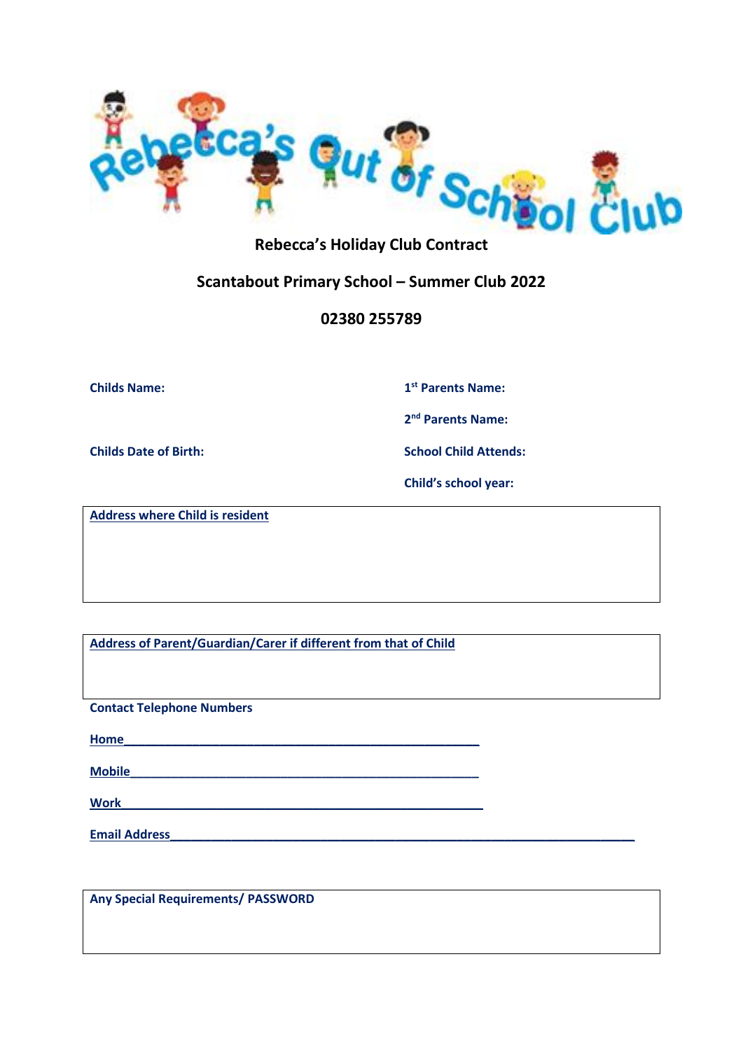# Rebecca's Out of School Club

## Rebecca's Holiday Club Contract

## Scantabout Primary School – Summer Club 2022

## 02380 255789

**Childs Name:**

**1st Parents Name:**

**2nd Parents Name:**

**Childs Date of Birth:**

**School Child Attends:**

**Child's school year:**

**Address where Child is resident**

**Address of Parent/Guardian/Carer if different from that of Child**

**Contact Telephone Numbers**

**Home**_______________________________________________________

**Mobile**______________________________________________________

**Work**_______________________________________________________

**Email Address**______________________________________________________________________

**Any Special Requirements/ PASSWORD**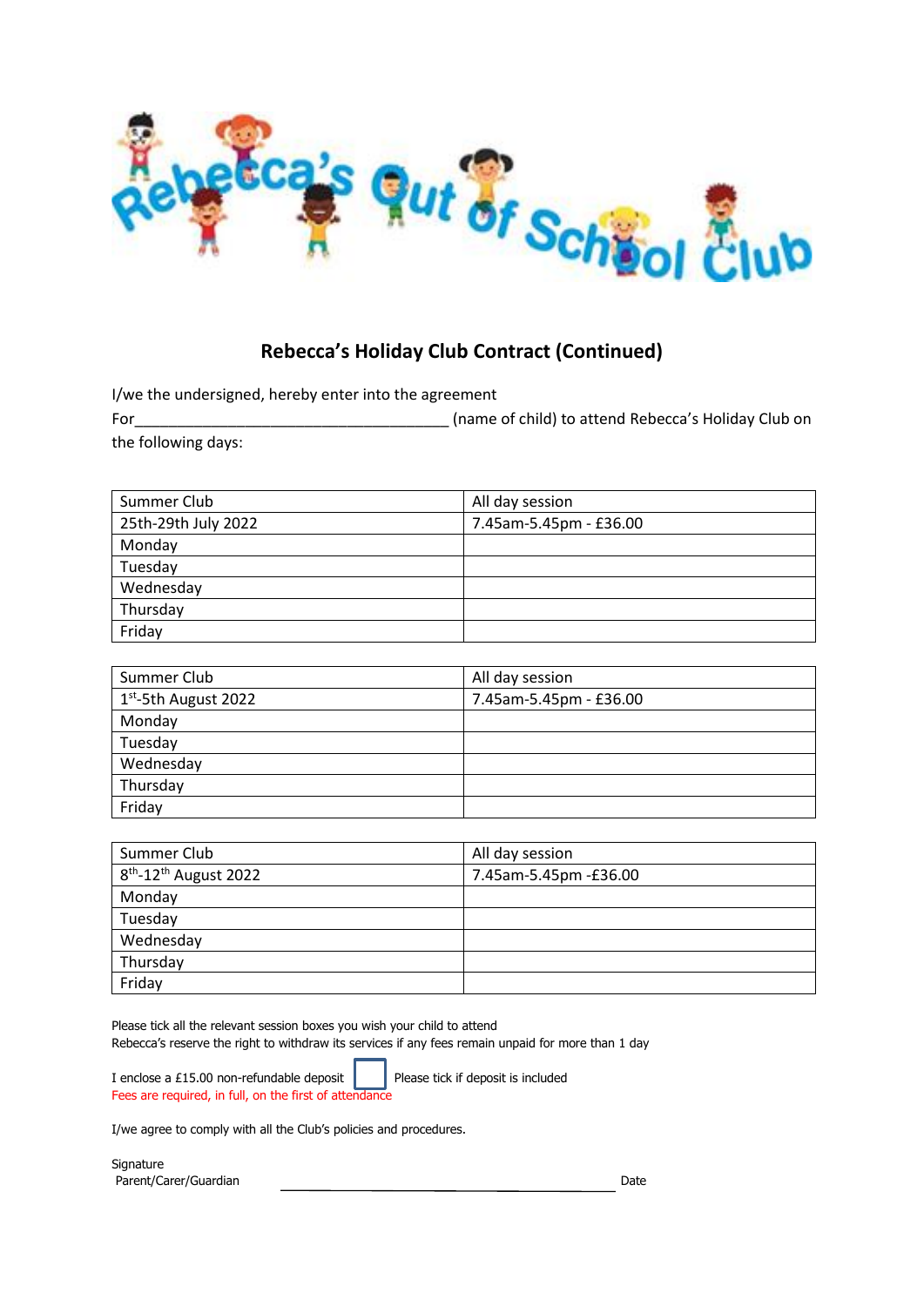Rebecca's Out of School Club

## Rebecca's Holiday Club Contract (Continued)

I/we the undersigned, hereby enter into the agreement

For_______________________________________ (name of child) to attend Rebecca's Holiday Club on the following days:

| Summer Club | All day session |
|---|---|
| 25th-29th July 2022 | 7.45am-5.45pm - £36.00 |
| Monday | |
| Tuesday | |
| Wednesday | |
| Thursday | |
| Friday | |

| Summer Club | All day session |
|---|---|
| 1st-5th August 2022 | 7.45am-5.45pm - £36.00 |
| Monday | |
| Tuesday | |
| Wednesday | |
| Thursday | |
| Friday | |

| Summer Club | All day session |
|---|---|
| 8th-12th August 2022 | 7.45am-5.45pm -£36.00 |
| Monday | |
| Tuesday | |
| Wednesday | |
| Thursday | |
| Friday | |

Please tick all the relevant session boxes you wish your child to attend

Rebecca's reserve the right to withdraw its services if any fees remain unpaid for more than 1 day

I enclose a £15.00 non-refundable deposit ☐ Please tick if deposit is included

Fees are required, in full, on the first of attendance

I/we agree to comply with all the Club's policies and procedures.

Signature

Parent/Carer/Guardian _______________________________________ Date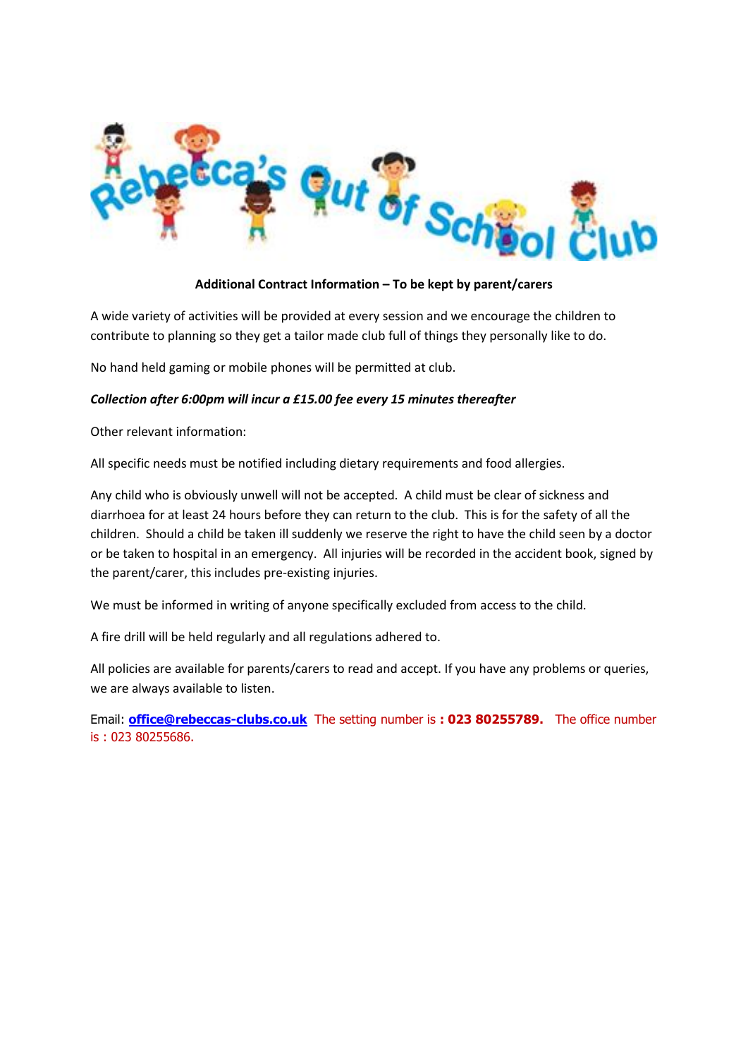**Additional Contract Information – To be kept by parent/carers**

A wide variety of activities will be provided at every session and we encourage the children to contribute to planning so they get a tailor made club full of things they personally like to do.

No hand held gaming or mobile phones will be permitted at club.

***Collection after 6:00pm will incur a £15.00 fee every 15 minutes thereafter***

Other relevant information:

All specific needs must be notified including dietary requirements and food allergies.

Any child who is obviously unwell will not be accepted. A child must be clear of sickness and diarrhoea for at least 24 hours before they can return to the club. This is for the safety of all the children. Should a child be taken ill suddenly we reserve the right to have the child seen by a doctor or be taken to hospital in an emergency. All injuries will be recorded in the accident book, signed by the parent/carer, this includes pre-existing injuries.

We must be informed in writing of anyone specifically excluded from access to the child.

A fire drill will be held regularly and all regulations adhered to.

All policies are available for parents/carers to read and accept. If you have any problems or queries, we are always available to listen.

Email: **office@rebeccas-clubs.co.uk** The setting number is **: 023 80255789.** The office number is : 023 80255686.